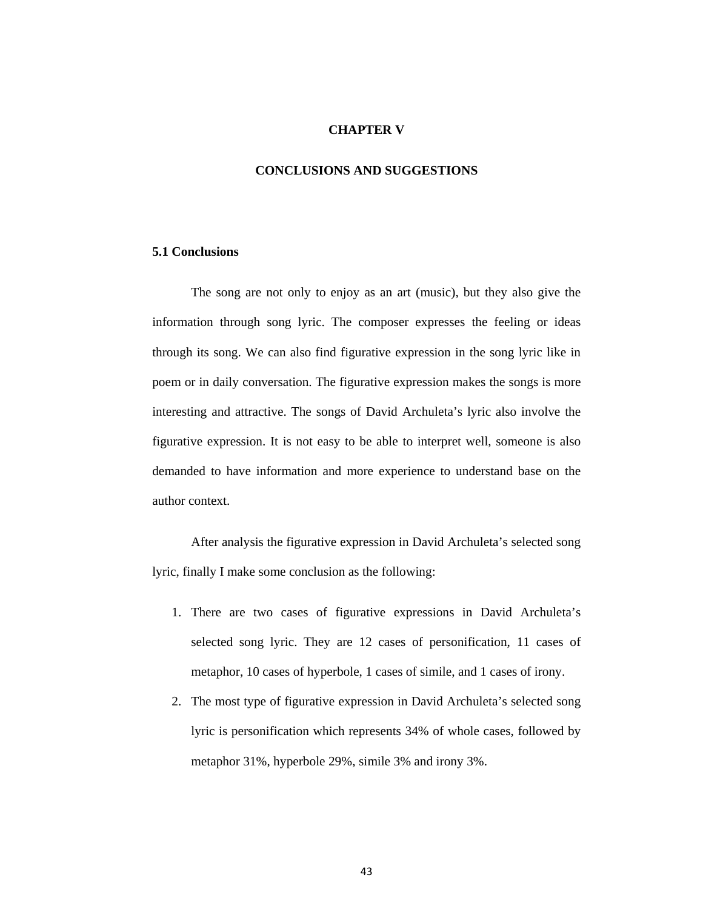# CHAPTER V

# CONCLUSIONS AND SUGGESTIONS

## 5.1 Conclusions

The song are not only to enjoy as an art (music), but they also give the information through song lyric. The composer expresses the feeling or ideas through its song. We can also find figurative expression in the song lyric like in poem or in daily conversation. The figurative expression makes the songs is more interesting and attractive. The songs of David Archuleta's lyric also involve the figurative expression. It is not easy to be able to interpret well, someone is also demanded to have information and more experience to understand base on the author context.

After analysis the figurative expression in David Archuleta's selected song lyric, finally I make some conclusion as the following:

1. There are two cases of figurative expressions in David Archuleta's selected song lyric. They are 12 cases of personification, 11 cases of metaphor, 10 cases of hyperbole, 1 cases of simile, and 1 cases of irony.
2. The most type of figurative expression in David Archuleta's selected song lyric is personification which represents 34% of whole cases, followed by metaphor 31%, hyperbole 29%, simile 3% and irony 3%.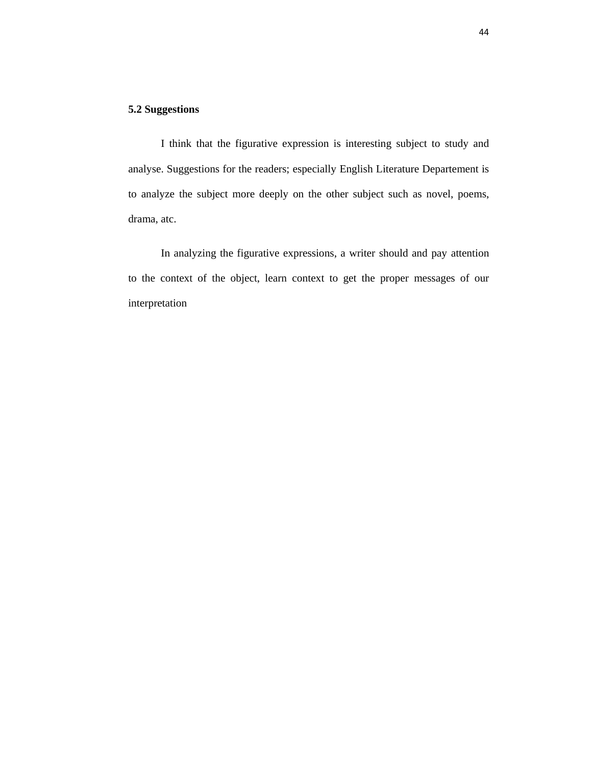### 5.2 Suggestions

I think that the figurative expression is interesting subject to study and analyse. Suggestions for the readers; especially English Literature Departement is to analyze the subject more deeply on the other subject such as novel, poems, drama, atc.

In analyzing the figurative expressions, a writer should and pay attention to the context of the object, learn context to get the proper messages of our interpretation